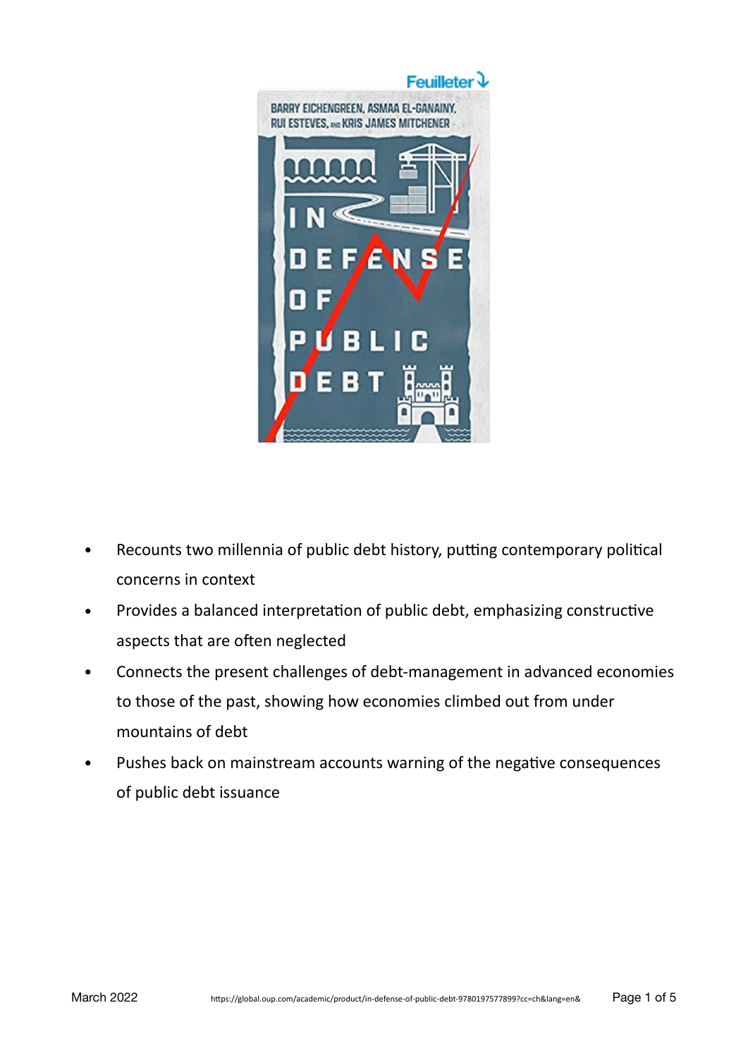- Recounts two millennia of public debt history, putting contemporary political concerns in context
- Provides a balanced interpretation of public debt, emphasizing constructive aspects that are often neglected
- Connects the present challenges of debt-management in advanced economies to those of the past, showing how economies climbed out from under mountains of debt
- Pushes back on mainstream accounts warning of the negative consequences of public debt issuance

March 2022 https://global.oup.com/academic/product/in-defense-of-public-debt-9780197577899?cc=ch&lang=en&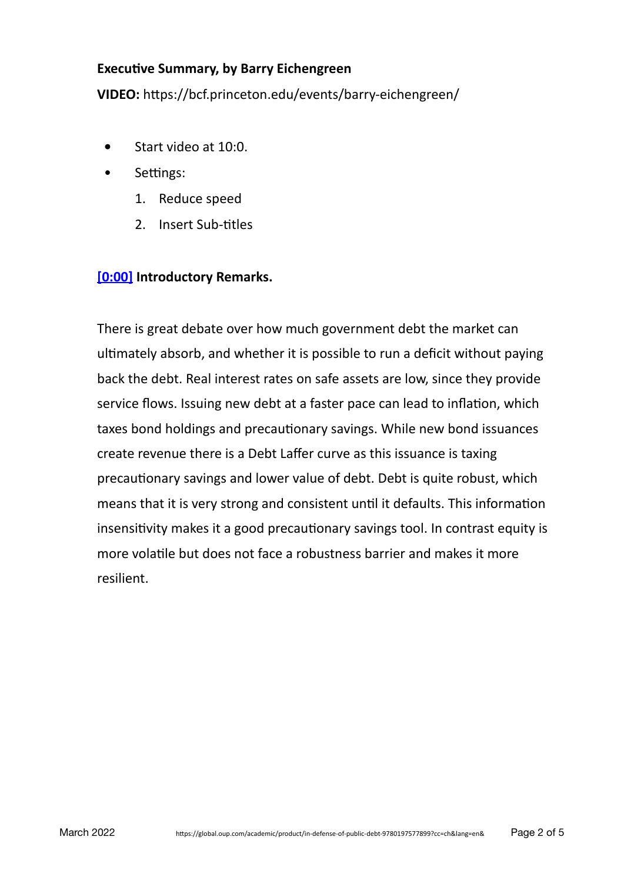**Executive Summary, by Barry Eichengreen**

**VIDEO:** https://bcf.princeton.edu/events/barry-eichengreen/

- Start video at 10:0.
- Settings:
    1. Reduce speed
    2. Insert Sub-titles

**[0:00] Introductory Remarks.**

There is great debate over how much government debt the market can ultimately absorb, and whether it is possible to run a deficit without paying back the debt. Real interest rates on safe assets are low, since they provide service flows. Issuing new debt at a faster pace can lead to inflation, which taxes bond holdings and precautionary savings. While new bond issuances create revenue there is a Debt Laffer curve as this issuance is taxing precautionary savings and lower value of debt. Debt is quite robust, which means that it is very strong and consistent until it defaults. This information insensitivity makes it a good precautionary savings tool. In contrast equity is more volatile but does not face a robustness barrier and makes it more resilient.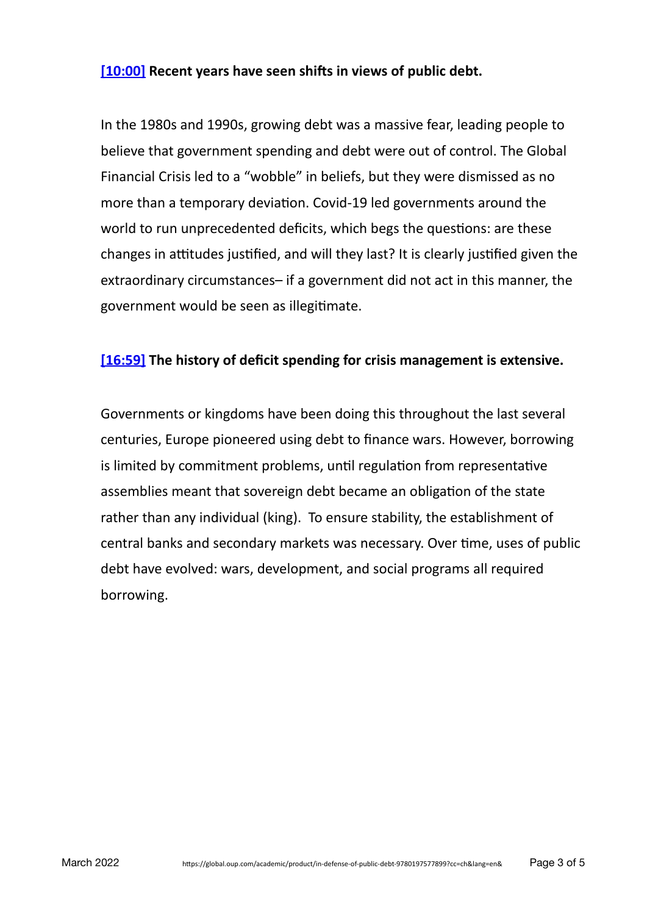**[10:00] Recent years have seen shifts in views of public debt.**

In the 1980s and 1990s, growing debt was a massive fear, leading people to believe that government spending and debt were out of control. The Global Financial Crisis led to a "wobble" in beliefs, but they were dismissed as no more than a temporary deviation. Covid-19 led governments around the world to run unprecedented deficits, which begs the questions: are these changes in attitudes justified, and will they last? It is clearly justified given the extraordinary circumstances– if a government did not act in this manner, the government would be seen as illegitimate.

**[16:59] The history of deficit spending for crisis management is extensive.**

Governments or kingdoms have been doing this throughout the last several centuries, Europe pioneered using debt to finance wars. However, borrowing is limited by commitment problems, until regulation from representative assemblies meant that sovereign debt became an obligation of the state rather than any individual (king). To ensure stability, the establishment of central banks and secondary markets was necessary. Over time, uses of public debt have evolved: wars, development, and social programs all required borrowing.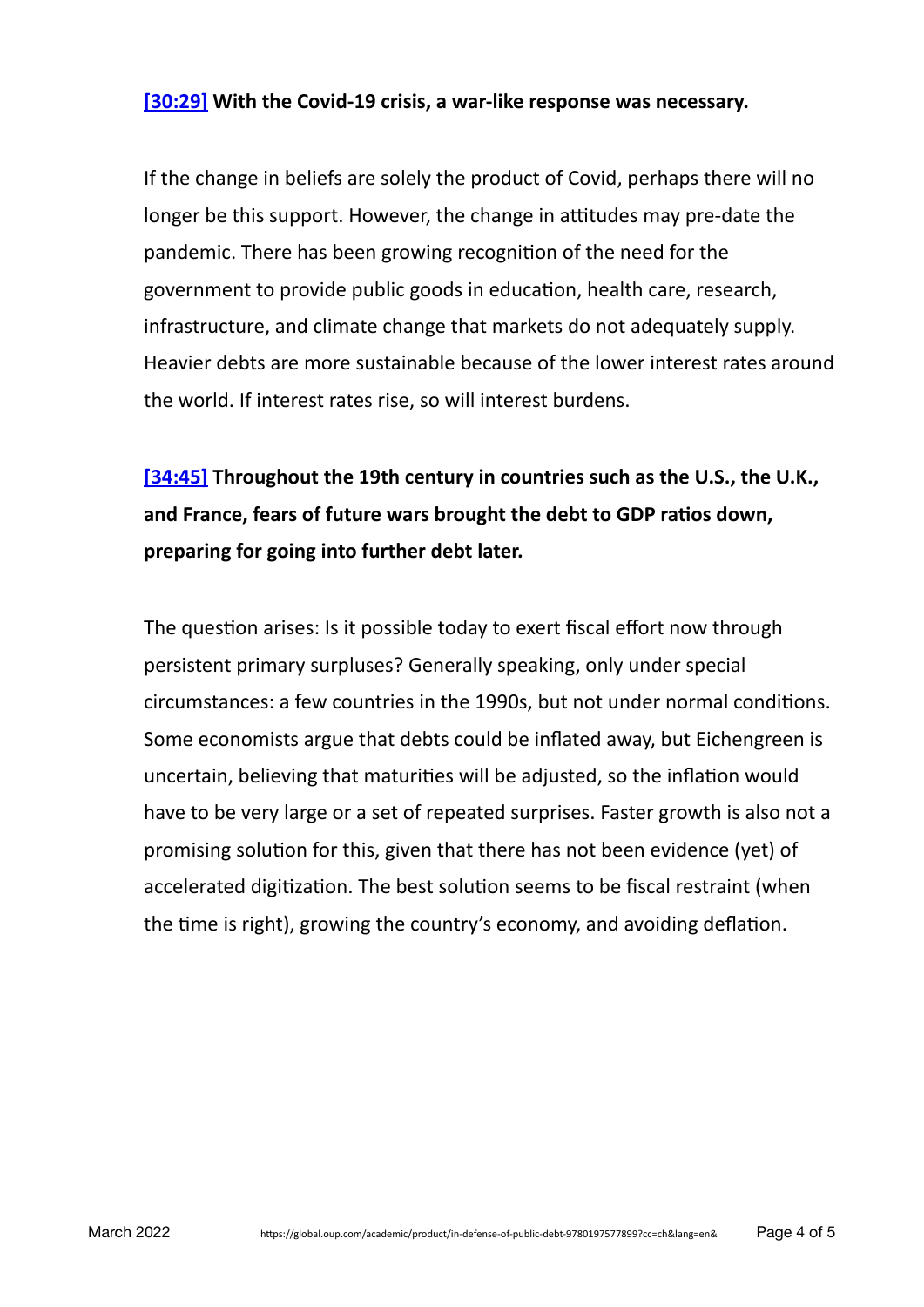**[30:29] With the Covid-19 crisis, a war-like response was necessary.**

If the change in beliefs are solely the product of Covid, perhaps there will no longer be this support. However, the change in attitudes may pre-date the pandemic. There has been growing recognition of the need for the government to provide public goods in education, health care, research, infrastructure, and climate change that markets do not adequately supply. Heavier debts are more sustainable because of the lower interest rates around the world. If interest rates rise, so will interest burdens.

**[34:45] Throughout the 19th century in countries such as the U.S., the U.K., and France, fears of future wars brought the debt to GDP ratios down, preparing for going into further debt later.**

The question arises: Is it possible today to exert fiscal effort now through persistent primary surpluses? Generally speaking, only under special circumstances: a few countries in the 1990s, but not under normal conditions. Some economists argue that debts could be inflated away, but Eichengreen is uncertain, believing that maturities will be adjusted, so the inflation would have to be very large or a set of repeated surprises. Faster growth is also not a promising solution for this, given that there has not been evidence (yet) of accelerated digitization. The best solution seems to be fiscal restraint (when the time is right), growing the country's economy, and avoiding deflation.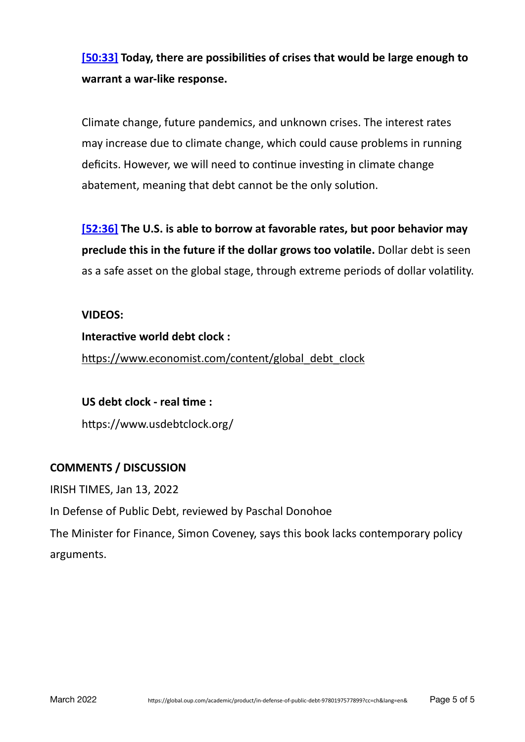**[50:33] Today, there are possibilities of crises that would be large enough to warrant a war-like response.**

Climate change, future pandemics, and unknown crises. The interest rates may increase due to climate change, which could cause problems in running deficits. However, we will need to continue investing in climate change abatement, meaning that debt cannot be the only solution.

**[52:36] The U.S. is able to borrow at favorable rates, but poor behavior may preclude this in the future if the dollar grows too volatile.** Dollar debt is seen as a safe asset on the global stage, through extreme periods of dollar volatility.

**VIDEOS:**

**Interactive world debt clock :**

https://www.economist.com/content/global_debt_clock

**US debt clock - real time :**

https://www.usdebtclock.org/

**COMMENTS / DISCUSSION**

IRISH TIMES, Jan 13, 2022

In Defense of Public Debt, reviewed by Paschal Donohoe

The Minister for Finance, Simon Coveney, says this book lacks contemporary policy arguments.